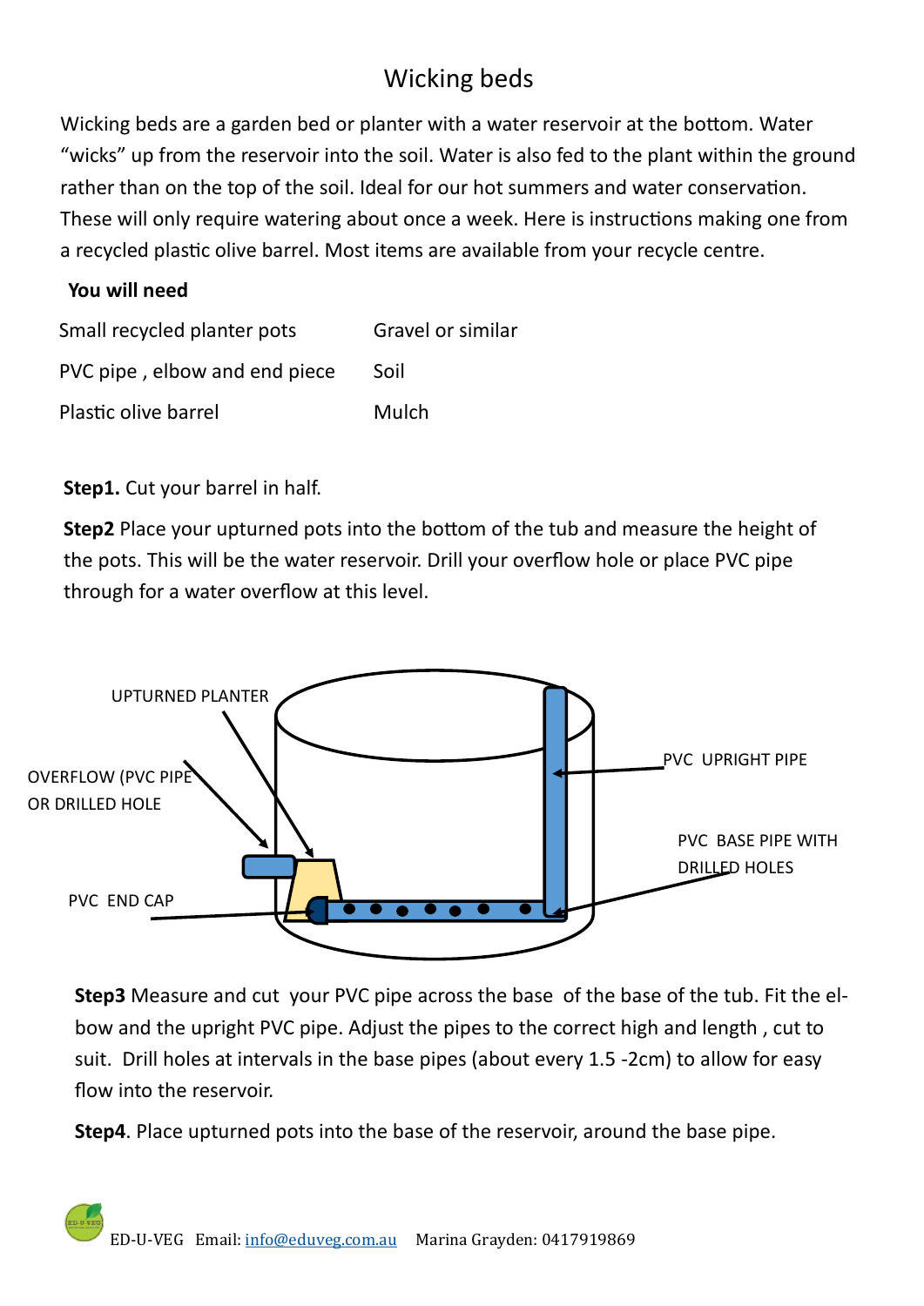# Wicking beds

Wicking beds are a garden bed or planter with a water reservoir at the bottom. Water "wicks" up from the reservoir into the soil. Water is also fed to the plant within the ground rather than on the top of the soil. Ideal for our hot summers and water conservation. These will only require watering about once a week. Here is instructions making one from a recycled plastic olive barrel. Most items are available from your recycle centre.

**You will need**

| | |
|---|---|
| Small recycled planter pots | Gravel or similar |
| PVC pipe , elbow and end piece | Soil |
| Plastic olive barrel | Mulch |

**Step1.** Cut your barrel in half.

**Step2** Place your upturned pots into the bottom of the tub and measure the height of the pots. This will be the water reservoir. Drill your overflow hole or place PVC pipe through for a water overflow at this level.

UPTURNED PLANTER

OVERFLOW (PVC PIPE OR DRILLED HOLE

PVC END CAP

PVC UPRIGHT PIPE

PVC BASE PIPE WITH DRILLED HOLES

**Step3** Measure and cut your PVC pipe across the base of the base of the tub. Fit the elbow and the upright PVC pipe. Adjust the pipes to the correct high and length , cut to suit. Drill holes at intervals in the base pipes (about every 1.5 -2cm) to allow for easy flow into the reservoir.

**Step4**. Place upturned pots into the base of the reservoir, around the base pipe.

ED-U-VEG Email: info@eduveg.com.au Marina Grayden: 0417919869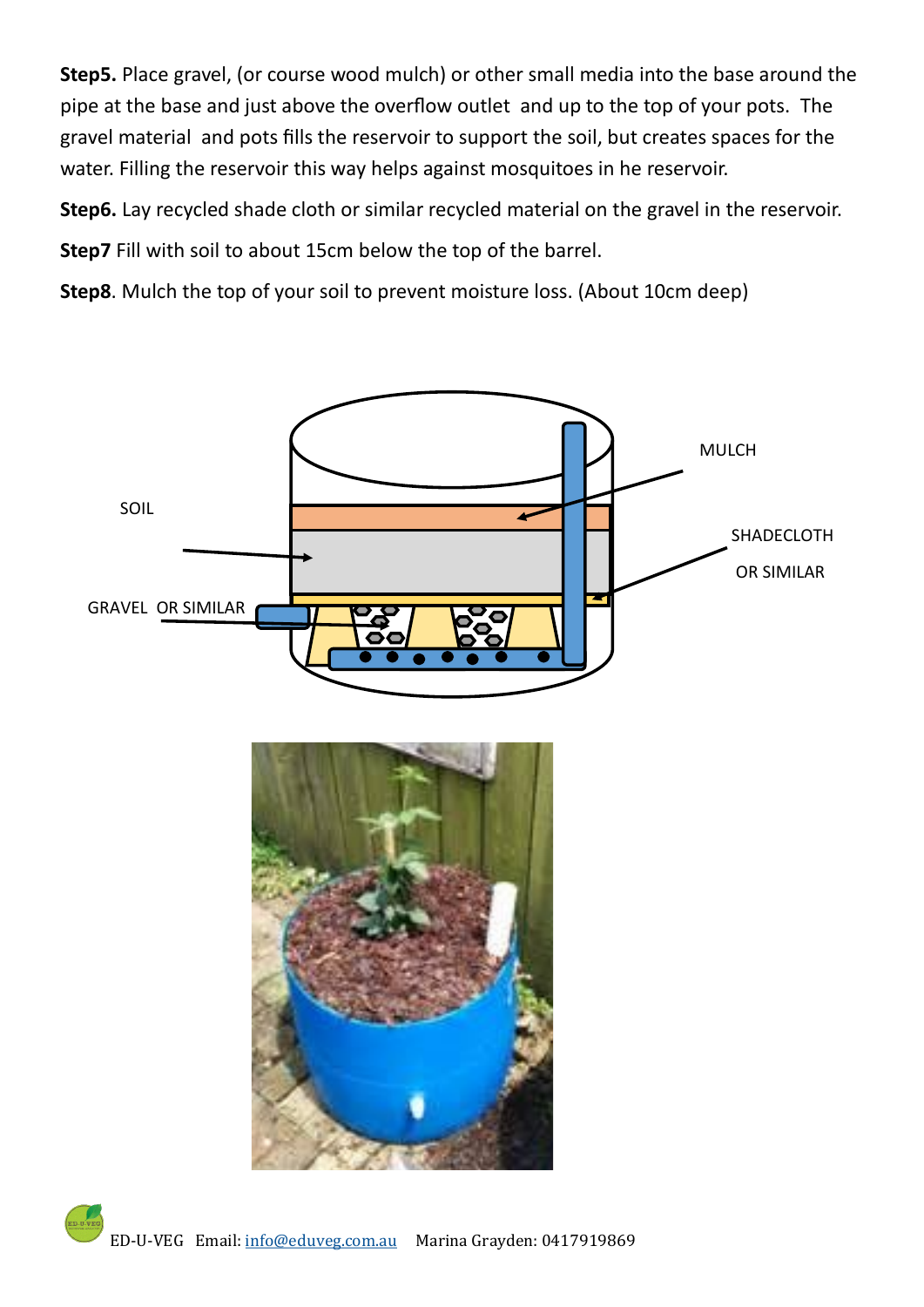**Step5.** Place gravel, (or course wood mulch) or other small media into the base around the pipe at the base and just above the overflow outlet  and up to the top of your pots.  The gravel material  and pots fills the reservoir to support the soil, but creates spaces for the water. Filling the reservoir this way helps against mosquitoes in he reservoir.

**Step6.** Lay recycled shade cloth or similar recycled material on the gravel in the reservoir.

**Step7** Fill with soil to about 15cm below the top of the barrel.

**Step8**. Mulch the top of your soil to prevent moisture loss. (About 10cm deep)

MULCH

SOIL

SHADECLOTH OR SIMILAR

GRAVEL  OR SIMILAR

ED-U-VEG  Email: info@eduveg.com.au   Marina Grayden: 0417919869